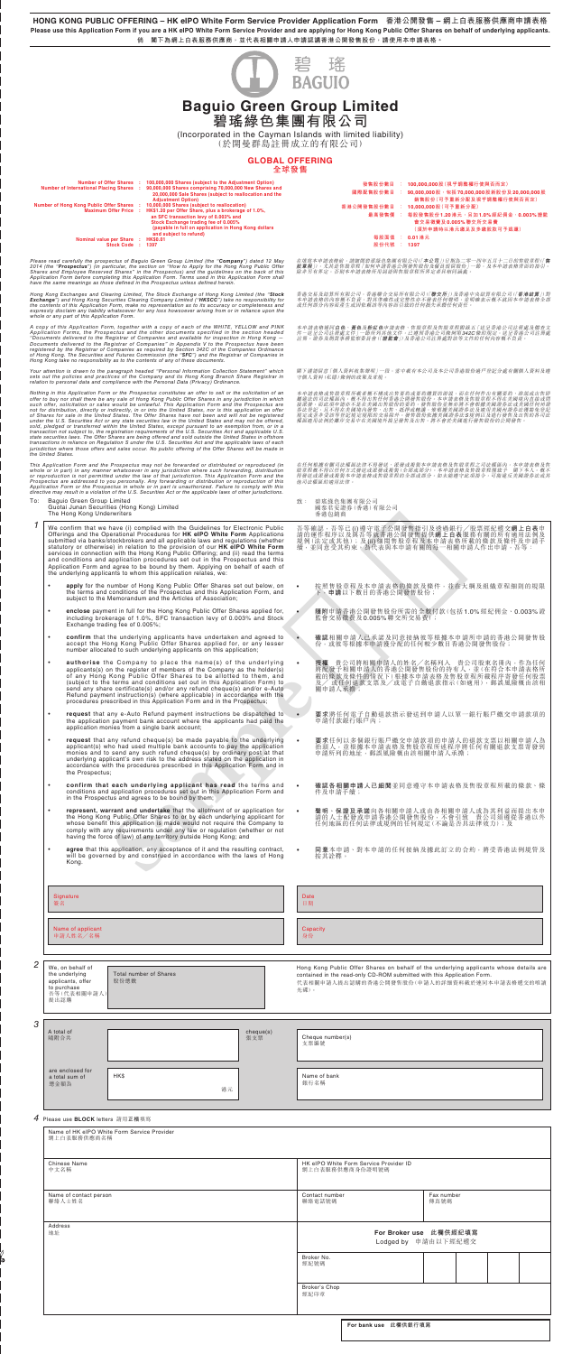**HONG KONG PUBLIC OFFERING – HK eIPO White Form Service Provider Application Form 香港公開發售 – 網上白表服務供應商申請表格**

**Please use this Application Form if you are a HK eIPO White Form Service Provider and are applying for Hong Kong Public Offer Shares on behalf of underlying applicants.**

**倘 閣下為網上白表服務供應商，並代表相關申請人申請認購香港公開發售股份，請使用本申請表格。**

碧 瑤 BAGUIO

# Baguio Green Group Limited
# 碧瑤綠色集團有限公司

(Incorporated in the Cayman Islands with limited liability)
(於開曼群島註冊成立的有限公司)

## GLOBAL OFFERING
## 全球發售

| | |
|---|---|
| Number of Offer Shares | 100,000,000 Shares (subject to the Adjustment Option) |
| Number of International Placing Shares | 90,000,000 Shares comprising 70,000,000 New Shares and 20,000,000 Sale Shares (subject to reallocation and the Adjustment Option) |
| Number of Hong Kong Public Offer Shares | 10,000,000 Shares (subject to reallocation) |
| Maximum Offer Price | HK$1.20 per Offer Share, plus a brokerage of 1.0%, an SFC transaction levy of 0.003% and Stock Exchange trading fee of 0.005% (payable in full on application in Hong Kong dollars and subject to refund) |
| Nominal value per Share | HK$0.01 |
| Stock Code | 1397 |

| | |
|---|---|
| 發售股份數目 | 100,000,000股（視乎調整權行使與否而定） |
| 國際配售股份數目 | 90,000,000股（包括70,000,000股新股份及20,000,000股銷售股份）（可予重新分配及視乎調整權行使與否而定） |
| 香港公開發售股份數目 | 10,000,000股（可予重新分配） |
| 最高發售價 | 每股發售股份1.20港元，另加1.0%經紀佣金、0.003%證監會交易徵費及0.005%聯交所交易費（須於申請時以港元繳足及多繳款項可予退還） |
| 每股面值 | 0.01港元 |
| 股份代號 | 1397 |

*Please read carefully the prospectus of Baguio Green Group Limited (the "**Company**") dated 12 May 2014 (the "**Prospectus**") (in particular, the section on "How to Apply for the Hong Kong Public Offer Shares and Employee Reserved Shares" in the Prospectus) and the guidelines on the back of this Application Form before completing this Application Form. Terms used in this Application Form shall have the same meanings as those defined in the Prospectus unless defined herein.*

*在填寫本申請表格前，請細閱碧瑤綠色集團有限公司（「**本公司**」）日期為二零一四年五月十二日的招股章程（「**招股章程**」），尤其是招股章程「如何申請香港公開發售股份及僱員預留股份」一節，及本申請表格背面的指引。除非另有界定，否則本申請表格所用詞語與招股章程所界定者具相同涵義。*

*Hong Kong Exchanges and Clearing Limited, The Stock Exchange of Hong Kong Limited (the "**Stock Exchange**") and Hong Kong Securities Clearing Company Limited ("**HKSCC**") take no responsibility for the contents of this Application Form, make no representation as to its accuracy or completeness and expressly disclaim any liability whatsoever for any loss howsoever arising from or in reliance upon the whole or any part of this Application Form.*

*香港交易及結算所有限公司、香港聯合交易所有限公司（「**聯交所**」）及香港中央結算有限公司（「**香港結算**」）對本申請表格的內容概不負責，對其準確性或完整性亦不發表任何聲明，並明確表示概不就因本申請表格全部或任何部分內容而產生或因依賴該等內容而引致的任何損失承擔任何責任。*

*A copy of this Application Form, together with a copy of each of the WHITE, YELLOW and PINK Application Forms, the Prospectus and the other documents specified in the section headed "Documents delivered to the Registrar of Companies and available for inspection in Hong Kong — Documents delivered to the Registrar of Companies" in Appendix V to the Prospectus have been registered by the Registrar of Companies as required by Section 342C of the Companies Ordinance of Hong Kong. The Securities and Futures Commission (the "**SFC**") and the Registrar of Companies in Hong Kong take no responsibility as to the contents of any of these documents.*

*本申請表格連同白色、黃色及粉紅色申請表格、招股章程及招股章程附錄五「送呈香港公司註冊處處長及備查文件－送呈公司註冊處處長文件」一節所列其他文件，已遵照香港公司條例第342C條的規定，送呈香港公司註冊處處長登記。證券及期貨事務監察委員會（「**證監會**」）及香港公司註冊處處長對任何此等文件的內容概不負責。*

*Your attention is drawn to the paragraph headed "Personal Information Collection Statement" which sets out the policies and practices of the Company and its Hong Kong Branch Share Registrar in relation to personal data and compliance with the Personal Data (Privacy) Ordinance.*

*閣下謹請留意「個人資料收集聲明」一段，當中載有本公司及本公司香港股份過戶登記分處有關個人資料及遵守個人資料（私隱）條例的政策及常規。*

*Nothing in this Application Form or the Prospectus constitutes an offer to sell or the solicitation of an offer to buy nor shall there be any sale of Hong Kong Public Offer Shares in any jurisdiction in which such offer, solicitation or sales would be unlawful. This Application Form and the Prospectus are not for distribution, directly or indirectly, in or into the United States, nor is this application an offer of Shares for sale in the United States. The Offer Shares have not been and will not be registered under the U.S. Securities Act or any state securities law in the United States and may not be offered, sold, pledged or transferred within the United States, except pursuant to an exemption from, or in a transaction not subject to, the registration requirements of the U.S. Securities Act and applicable U.S. state securities laws. The Offer Shares are being offered and sold outside the United States in offshore transactions in reliance on Regulation S under the U.S. Securities Act and the applicable laws of each jurisdiction where those offers and sales occur. No public offering of the Offer Shares will be made in the United States.*

*本申請表格或招股章程所載者概不構成在出售要約或要約購買的游說，而在任何作出有關要約、游說或出售即屬違法的司法權區內，概不得出售任何香港公開發售股份。本申請表格及招股章程不得在美國境內直接或間接派發，而此項申請亦不是在美國出售股份的要約。發售股份並無亦不會根據美國證券法或美國任何州證券法登記，且不得在美國境內提呈發售、出售、抵押或轉讓，惟根據美國證券法及適用州證券法獲豁免登記規定或並非受有關登記規定所規限的交易則除外。發售股份依據美國證券法S規例及進行發售及出售的各司法權區的適用法例以離岸交易方式在美國境外提呈發售及出售。將不會於美國境內公開發售任何發售股份。*

*This Application Form and the Prospectus may not be forwarded or distributed or reproduced (in whole or in part) in any manner whatsoever in any jurisdiction where such forwarding, distribution or reproduction is not permitted under the law of that jurisdiction. This Application Form and the Prospectus are addressed to you personally. Any forwarding or distribution or reproduction of this Application Form or the Prospectus in whole or in part is unauthorized. Failure to comply with this directive may result in a violation of the U.S. Securities Act or the applicable laws of other jurisdictions.*

*在任何根據有關司法權區法律不得發送、派發或複製本申請表格及招股章程的司法權區內，本申請表格及招股章程概不得以任何方式發送或派發或複製（全部或部分）。本申請表格及招股章程僅致予 閣下本人。概不得發送或派發或複製本申請表格或招股章程的全部或部分。如未能遵守此項指令，可能違反美國證券法或其他司法權區的適用法例。*

To: Baguio Green Group Limited
Guotai Junan Securities (Hong Kong) Limited
The Hong Kong Underwriters

致：碧瑤綠色集團有限公司
國泰君安證券（香港）有限公司
香港包銷商

**1**

We confirm that we have (i) complied with the Guidelines for Electronic Public Offerings and the Operational Procedures for **HK eIPO White Form** Applications submitted via banks/stockbrokers and all applicable laws and regulations (whether statutory or otherwise) in relation to the provision of our **HK eIPO White Form** services in connection with the Hong Kong Public Offering; and (ii) read the terms and conditions and application procedures set out in the Prospectus and this Application Form and agree to be bound by them. Applying on behalf of each of the underlying applicants to whom this application relates, we:

- **apply** for the number of Hong Kong Public Offer Shares set out below, on the terms and conditions of the Prospectus and this Application Form, and subject to the Memorandum and the Articles of Association;
- **enclose** payment in full for the Hong Kong Public Offer Shares applied for, including brokerage of 1.0%, SFC transaction levy of 0.003% and Stock Exchange trading fee of 0.005%;
- **confirm** that the underlying applicants have undertaken and agreed to accept the Hong Kong Public Offer Shares applied for, or any lesser number allocated to such underlying applicants on this application;
- **authorise** the Company to place the name(s) of the underlying applicant(s) on the register of members of the Company as the holder(s) of any Hong Kong Public Offer Shares to be allotted to them, and (subject to the terms and conditions set out in this Application Form) to send any share certificate(s) and/or any refund cheque(s) and/or e-Auto Refund payment instruction(s) (where applicable) in accordance with the procedures prescribed in this Application Form and in the Prospectus;
- **request** that any e-Auto Refund payment instructions be dispatched to the application payment bank account where the applicants had paid the application monies from a single bank account;
- **request** that any refund cheque(s) be made payable to the underlying applicant(s) who had used multiple bank accounts to pay the application monies and to send any such refund cheque(s) by ordinary post at that underlying applicant's own risk to the address stated on the application in accordance with the procedures prescribed in this Application Form and in the Prospectus;
- **confirm that each underlying applicant has read** the terms and conditions and application procedures set out in this Application Form and in the Prospectus and agrees to be bound by them;
- **represent, warrant and undertake** that the allotment of or application for the Hong Kong Public Offer Shares to or by each underlying applicant for whose benefit this application is made would not require the Company to comply with any requirements under any law or regulation (whether or not having the force of law) of any territory outside Hong Kong; and
- **agree** that this application, any acceptance of it and the resulting contract, will be governed by and construed in accordance with the laws of Hong Kong.

吾等確認，吾等已(i)遵守電子公開發售指引及透過銀行╱股票經紀遞交**網上白表**申請的運作程序以及與吾等就香港公開發售提供**網上白表**服務有關的所有適用法例及規例（法定或其他）；及(ii)細閱招股章程及本申請表格所載的條款及條件以及申請手續，並同意受其約束。為代表與本申請有關的每一相關申請人作出申請，吾等：

- 按照招股章程及本申請表格的條款及條件，並在大綱及組織章程細則的規限下，**申請**以下數目的香港公開發售股份；
- **隨附**申請香港公開發售股份所需的全數付款（包括1.0%經紀佣金、0.003%證監會交易徵費及0.005%聯交所交易費）；
- **確認**相關申請人已承諾及同意接納彼等根據本申請所申請的香港公開發售股份，或彼等根據本申請獲分配的任何較少數目香港公開發售股份；
- **授權** 貴公司將相關申請人的姓名╱名稱列入 貴公司股東名冊內，作為任何將配發予相關申請人的香港公開發售股份的持有人，並（在符合本申請表格所載的條款及條件的情況下）根據本申請表格及招股章程所載程序寄發任何股票及╱或任何退款支票及╱或電子自動退款指示（如適用）；郵誤風險概由該相關申請人承擔；
- **要求**將任何電子自動退款指示發送到申請人以單一銀行賬戶繳交申請款項的申請付款銀行賬戶內；
- **要求**任何以多個銀行賬戶繳交申請款項的申請人的退款支票以相關申請人為抬頭人，並根據本申請表格及招股章程所述程序將任何有關退款支票以普通郵遞方式寄發到申請所列的地址，郵誤風險概由該相關申請人承擔；
- **確認各相關申請人已細閱**並同意遵守本申請表格及招股章程所載的條款、條件及申請手續；
- **聲明、保證及承諾**向各相關申請人或由各相關申請人或為其利益而提出本申請的人士配發或申請香港公開發售股份，不會引致 貴公司須遵從香港以外任何地區的任何法律或規例的任何規定（不論是否具法律效力）；及
- **同意**本申請、對本申請的任何接納及據此訂立的合約，將受香港法例規管及按其詮釋。

| | |
|---|---|
| Signature 簽名 | Date 日期 |
| Name of applicant 申請人姓名╱名稱 | Capacity 身份 |

**2**

| | | |
|---|---|---|
| We, on behalf of the underlying applicants, offer to purchase 吾等（代表相關申請人）提出認購 | Total number of Shares 股份總數 | |

Hong Kong Public Offer Shares on behalf of the underlying applicants whose details are contained in the read-only CD-ROM submitted with this Application Form.

代表相關申請人提出認購的香港公開發售股份（申請人的詳細資料載於連同本申請表格遞交的唯讀光碟）。

**3**

| | | | |
|---|---|---|---|
| A total of 隨附合共 | cheque(s) 張支票 | Cheque number(s) 支票編號 | |
| are enclosed for a total sum of 總金額為 | HK$ 港元 | Name of bank 銀行名稱 | |

**4** Please use **BLOCK** letters 請用**正楷**填寫

| | | |
|---|---|---|
| Name of HK eIPO White Form Service Provider 網上白表服務供應商名稱 | | |
| Chinese Name 中文名稱 | HK eIPO White Form Service Provider ID 網上白表服務供應商身份證明號碼 | |
| Name of contact person 聯絡人士姓名 | Contact number 聯絡電話號碼 | Fax number 傳真號碼 |
| Address 地址 | **For Broker use 此欄供經紀填寫** Lodged by 申請由以下經紀遞交 | |
| | Broker No. 經紀號碼 | |
| | Broker's Chop 經紀印章 | |

**For bank use 此欄供銀行填寫**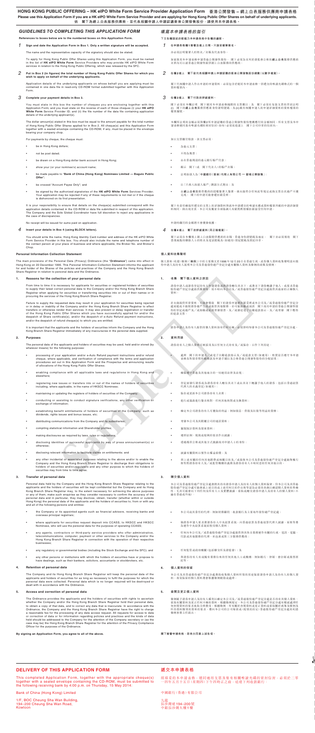# HONG KONG PUBLIC OFFERING – HK eIPO White Form Service Provider Application Form 香港公開發售 – 網上白表服務供應商申請表格

**Please use this Application Form if you are a HK eIPO White Form Service Provider and are applying for Hong Kong Public Offer Shares on behalf of underlying applicants.**
**倘 閣下為網上白表服務供應商，並代表相關申請人申請認購香港公開發售股份，請使用本申請表格。**

## GUIDELINES TO COMPLETING THIS APPLICATION FORM

**References to boxes below are to the numbered boxes on this Application Form.**

### 1 Sign and date the Application Form in Box 1. Only a written signature will be accepted.

The name and the representative capacity of the signatory should also be stated.

To apply for Hong Kong Public Offer Shares using this Application Form, you must be named in the list of **HK eIPO White Form** Service Providers who may provide HK eIPO White Form services in relation to the Hong Kong Public Offering, which was released by the SFC.

### 2 Put in Box 2 (in figures) the total number of Hong Kong Public Offer Shares for which you wish to apply on behalf of the underlying applicants.

Application details of the underlying applicants on whose behalf you are applying must be contained in one data file in read-only CD-ROM format submitted together with this Application Form.

### 3 Complete your payment details in Box 3.

You must state in this box the number of cheques you are enclosing together with this Application Form; and you must state on the reverse of each of those cheques (i) your **HK eIPO White Form** Service Provider ID; and (ii) the file number of the data file containing application details of the underlying applicant(s).

The dollar amount(s) stated in this box must be equal to the amount payable for the total number of Hong Kong Public Offer Shares applied for in Box 2. All cheque(s) and this Application Form together with a sealed envelope containing the CD-ROM, if any must be placed in the envelope bearing your company chop.

For payments by cheque, the cheque must:

- be in Hong Kong dollars;
- not be post dated;
- be drawn on a Hong Kong dollar bank account in Hong Kong;
- show your (or your nominee's) account name;
- be made payable to "**Bank of China (Hong Kong) Nominees Limited — Baguio Public Offer**";
- be crossed "Account Payee Only"; and
- be signed by the authorized signatories of the **HK eIPO White Form** Services Provider.

Your application may be rejected if any of these requirements is not met or if the cheque is dishonored on its first presentation.

It is your responsibility to ensure that details on the cheque(s) submitted correspond with the application details contained in the CD-ROM or data file submitted in respect of this application. The Company and the Sole Global Coordinator have full discretion to reject any applications in the case of discrepancies.

No receipt will be issued for sums paid on application.

### 4 Insert your details in Box 4 (using BLOCK letters).

You should write the name, Hong Kong Identity Card number and address of the HK eIPO White Form Service Provider in this box. You should also include the name and telephone number of the contact person at your place of business and where applicable, the Broker No. and Broker's Chop.

## Personal Information Collection Statement

The main provisions of the Personal Data (Privacy) Ordinance (the "**Ordinance**") came into effect in Hong Kong on 20 December 1996. This Personal Information Collection Statement informs the applicant for and holder of the Shares of the policies and practices of the Company and the Hong Kong Branch Share Registrar in relation to personal data and the Ordinance.

### 1. Reasons for the collection of your personal data

From time to time it is necessary for applicants for securities or registered holders of securities to supply their latest correct personal data to the Company and/or the Hong Kong Branch Share Registrar when applying for securities or transferring securities into or out of their names or in procuring the services of the Hong Kong Branch Share Registrar.

Failure to supply the requested data may result in your application for securities being rejected or in delay or inability of the Company and/or the Hong Kong Branch Share Registrar to effect transfers or otherwise render their services. It may also prevent or delay registration or transfer of the Hong Kong Public Offer Shares which you have successfully applied for and/or the despatch of Share certificate(s), and/or the despatch of e-Auto Refund payment instructions, and/or the despatch of refund cheque(s) to which you are entitled.

It is important that the applicants and the holders of securities inform the Company and the Hong Kong Branch Share Registrar immediately of any inaccuracies in the personal data supplied.

### 2. Purposes

The personal data of the applicants and holders of securities may be used, held and/or stored (by whatever means) for the following purposes:

- processing of your application and/or e-Auto Refund payment instructions and/or refund cheque, where applicable, and verification of compliance with the terms and application procedures set out in this Application Form and the Prospectus and announcing results of allocations of the Hong Kong Public Offer Shares;
- enabling compliance with all applicable laws and regulations in Hong Kong and elsewhere;
- registering new issues or transfers into or out of the names of holders of securities including, where applicable, in the name of HKSCC Nominees;
- maintaining or updating the registers of holders of securities of the Company;
- conducting or assisting to conduct signature verifications, any other verification or exchange of information;
- establishing benefit entitlements of holders of securities of the Company, such as dividends, rights issues and bonus issues, etc;
- distributing communications from the Company and its subsidiaries;
- compiling statistical information and Shareholder profiles;
- making disclosures as required by laws, rules or regulations;
- disclosing identities of successful applicants by way of press announcement(s) or otherwise;
- disclosing relevant information to facilitate claims on entitlements; and
- any other incidental or associated purposes relating to the above and/or to enable the Company and the Hong Kong Branch Share Registrar to discharge their obligations to holders of securities and/or regulators and any other purpose to which the holders of securities may from time to time agree.

### 3. Transfer of personal data

Personal data held by the Company and the Hong Kong Branch Share Registrar relating to the applicants and the holders of securities will be kept confidential but the Company and the Hong Kong Branch Share Registrar may, to the extent necessary for achieving the above purposes or any of them, make such enquiries as they consider necessary to confirm the accuracy of the personal data and in particular, they may disclose, obtain, transfer (whether within or outside Hong Kong) the personal data of the applicants and the holders of securities to, from or with any and all of the following persons and entities:

- the Company or its appointed agents such as financial advisers, receiving banks and overseas principal registrars;
- where applicants for securities request deposit into CCASS, to HKSCC and HKSCC Nominees, who will use the personal data for the purposes of operating CCASS;
- any agents, contractors or third-party service providers who offer administrative, telecommunications, computer, payment or other services to the Company and/or the Hong Kong Branch Share Registrar in connection with the operation of their respective businesses;
- any regulatory or governmental bodies (including the Stock Exchange and the SFC); and
- any other persons or institutions with which the holders of securities have or propose to have dealings, such as their bankers, solicitors, accountants or stockbrokers, etc.

### 4. Retention of personal data

The Company and the Hong Kong Branch Share Registrar will keep the personal data of the applicants and holders of securities for as long as necessary to fulfil the purposes for which the personal data were collected. Personal data which is no longer required will be destroyed or dealt with in accordance with the Ordinance.

### 5. Access and correction of personal data

The Ordinance provides the applicants and the holders of securities with rights to ascertain whether the Company and/or the Hong Kong Branch Share Registrar hold their personal data, to obtain a copy of that data, and to correct any data that is inaccurate. In accordance with the Ordinance, the Company and the Hong Kong Branch Share Registrar have the right to charge a reasonable fee for the processing of any data access request. All requests for access to data or correction of data or for information regarding policies and practices and the kinds of data held should be addressed to the Company for the attention of the Company secretary or (as the case may be) the Hong Kong Branch Share Registrar for the attention of the Privacy Compliance Officer for the purposes of the Ordinance.

**By signing an Application Form, you agree to all of the above.**

## 填寫本申請表格的指引

**下文各欄提述的號碼乃本申請表格中各欄的編號。**

### 1 在申請表格欄1簽署及填上日期。只接受親筆簽名。

亦必須註明簽署人的姓名／名稱及代表身份。

如欲使用本申請表格申請香港公開發售股份，閣下必須為名列於證監會公布的**網上白表**服務供應商名單內可以就香港公開發售提供網上白表服務的供應商。

### 2 在欄2填上 閣下代表相關申請人申請認購的香港公開發售股份總數（以數字填寫）。

閣下代其作出申請的相關申請人的申請資料，必須包含於連同本申請表格一併遞交的唯讀光碟格式的一個資料檔案內。

### 3 在欄3填上 閣下付款的詳細資料。

閣下必須在本欄註明 閣下連同本申請表格隨附的支票數目；及 閣下必須在每張支票的背面註明(i) 閣下的**網上白表**服務供應商身份證明號碼；及(ii)載有相關申請人的申請詳細資料的資料檔案的檔案編號。

本欄所註明的金額必須與欄2所申請認購的香港公開發售股份總數應付的金額相同。所有支票及本申請表格連同載有光碟的密封信封（如有）必須放進印有 閣下公司印章的信封內。

如以支票繳付股款，該支票必須：

- 為港元支票；
- 不得為期票；
- 由在香港開設的港元銀行賬戶付款；
- 顯示 閣下（或 閣下代名人）的賬戶名稱；
- 註明抬頭人為「**中國銀行（香港）代理人有限公司 — 碧瑤公開發售**」；
- 以「只准入抬頭人賬戶」劃線方式開出；及
- 由**網上白表**服務供應商的授權簽署人簽署。倘未能符合任何此等規定或倘支票首次過戶不獲兌現， 閣下的申請可能會遭拒絕受理。

閣下有責任確保所遞交的支票上的詳細資料與就本申請遞交的唯讀光碟或資料檔案所載的申請詳細資料相同。倘出現差異，本公司及獨家全球協調人有絕對酌情權拒絕任何申請。

申請時繳付的金額將不會獲發收據。

### 4 在欄4填上 閣下的詳細資料（用正楷填寫）。

閣下必須在本欄填上網上白表服務供應商的名稱、香港身份證號碼及地址。 閣下亦必須填寫 閣下營業地點的聯絡人士的姓名及電話號碼以及（如適用）經紀號碼及經紀印章。

## 個人資料收集聲明

個人資料（私隱）條例（「**條例**」）中的主要條文於1996年12月20日在香港生效。此份個人資料收集聲明是向股份申請人及持有人說明本公司及香港股份過戶登記分處有關個人資料及條例的政策及慣例。

### 1. 收集 閣下個人資料之原因

證券申請人或證券登記持有人申請證券或將證券轉往其名下，或將名下證券轉讓予他人，或要求香港股份過戶登記分處提供服務時，須不時向本公司及／或香港股份過戶登記分處提供其最新的正確個人資料。

若未能提供所需資料，可能會導致 閣下的證券申請被拒或延遲，或本公司及／或香港股份過戶登記分處無法或不能落實轉讓或提供服務，亦可能妨礙或延誤 閣下成功申請的香港公開發售股份的登記或過戶及／或寄發股票，及／或寄發電子自動退款指示，及／或寄發 閣下應得的退款支票。

證券申請人及持有人提供的個人資料如有任何不確，必須即時知會本公司及香港股份過戶登記分處。

### 2. 資料用途

證券持有人之個人資料可被採用及以任何方式持有及／或保存，以作下列用途：

- 處理 閣下的申請及／或電子自動退款指示及／或退款支票（如適用），核實是否遵守本申請表格及招股章程所載條款及申請手續以及公佈香港公開發售股份的分配結果；
- 確保遵守香港及其他地方的一切適用法律及法規；
- 登記新發行證券或為證券持有人轉往其名下或由其名下轉讓予他人的證券，包括以香港結算代理人的名義登記（如適用）；
- 保存或更新本公司證券持有人名冊；
- 進行或協助進行簽名核對、任何其他核對或交換資料；
- 確定本公司證券持有人可獲取的利益，例如股息、供股及紅股等利益的資格；
- 寄發本公司及其附屬公司的通訊資料；
- 編製統計資料及股東資料；
- 遵照法例、規則或規例的要求作出披露；
- 透過報章公佈或其他方式披露成功申請人士的身份；
- 披露有關資料以便作出權益索償；及
- 與上述有關的任何其他附帶或相關目的及／或讓本公司及香港股份過戶登記分處能夠履行其對證券持有人及／或監管機構的責任及證券持有人不時同意的任何其他目的。

### 3. 轉交個人資料

本公司及香港股份過戶登記分處將會對所持有的證券申請人及持有人的個人資料保密，但本公司及香港股份過戶登記分處可能會作出其認為必需的查詢，以確定個人資料的準確性，尤其可能會向（不論在香港境內或境外）下列任何及所有人士及實體披露、取得或轉交證券申請人及持有人的個人資料：

- 本公司或其委任的代理，例如財務顧問、收款銀行及主要海外股份過戶登記處；
- 倘證券申請人要求將證券存入中央結算系統，向香港結算及香港結算代理人披露，其將使用有關個人資料以運作中央結算系統；
- 任何向本公司及／或香港股份過戶登記分處提供與其各自業務運作有關的行政、電訊、電腦、付款或其他服務的代理、承包商或第三方服務供應商；
- 任何監管或政府機關（包括聯交所及證監會）；及
- 與證券持有人有或擬有業務往來的任何其他人士或機構，例如銀行、律師、會計師或股票經紀等。

### 4. 個人資料的保留

本公司及香港股份過戶登記分處將按收集個人資料所需的用途保留證券申請人及持有人的個人資料。無須保留的個人資料將會根據條例銷毀或處理。

### 5. 查閱及更正個人資料

條例賦予證券申請人及持有人權利以確定本公司及／或香港股份過戶登記分處是否持有其個人資料、索取有關資料副本及更正任何不準確資料。根據條例，本公司及香港股份過戶登記分處有權就處理任何查閱資料的要求收取合理費用。所有關於查閱資料或更正資料或索取有關政策及慣例及所持資料種類的資料的要求，應向本公司秘書或（視情況而定）香港股份過戶登記分處的私隱條例事務主任提出。

**閣下簽署申請表格，即表示同意上述各項。**

## DELIVERY OF THIS APPLICATION FORM

This completed Application Form, together with the appropriate cheque(s) together with a sealed envelope containing the CD-ROM, must be submitted to the following receiving bank by 4:00 p.m. on Thursday, 15 May 2014:

**Bank of China (Hong Kong) Limited**

1/F, BOC Cheung Sha Wan Building,
194–200 Cheung Sha Wan Road,
Kowloon

## 遞交本申請表格

經填妥的本申請表格，連同適用支票及載有相關光碟的密封信封，必須於二零一四年五月十五日（星期四）下午四時正之前，遞交下列收款銀行：

**中國銀行（香港）有限公司**

九龍
長沙灣道194–200號
中銀長沙灣大廈1樓